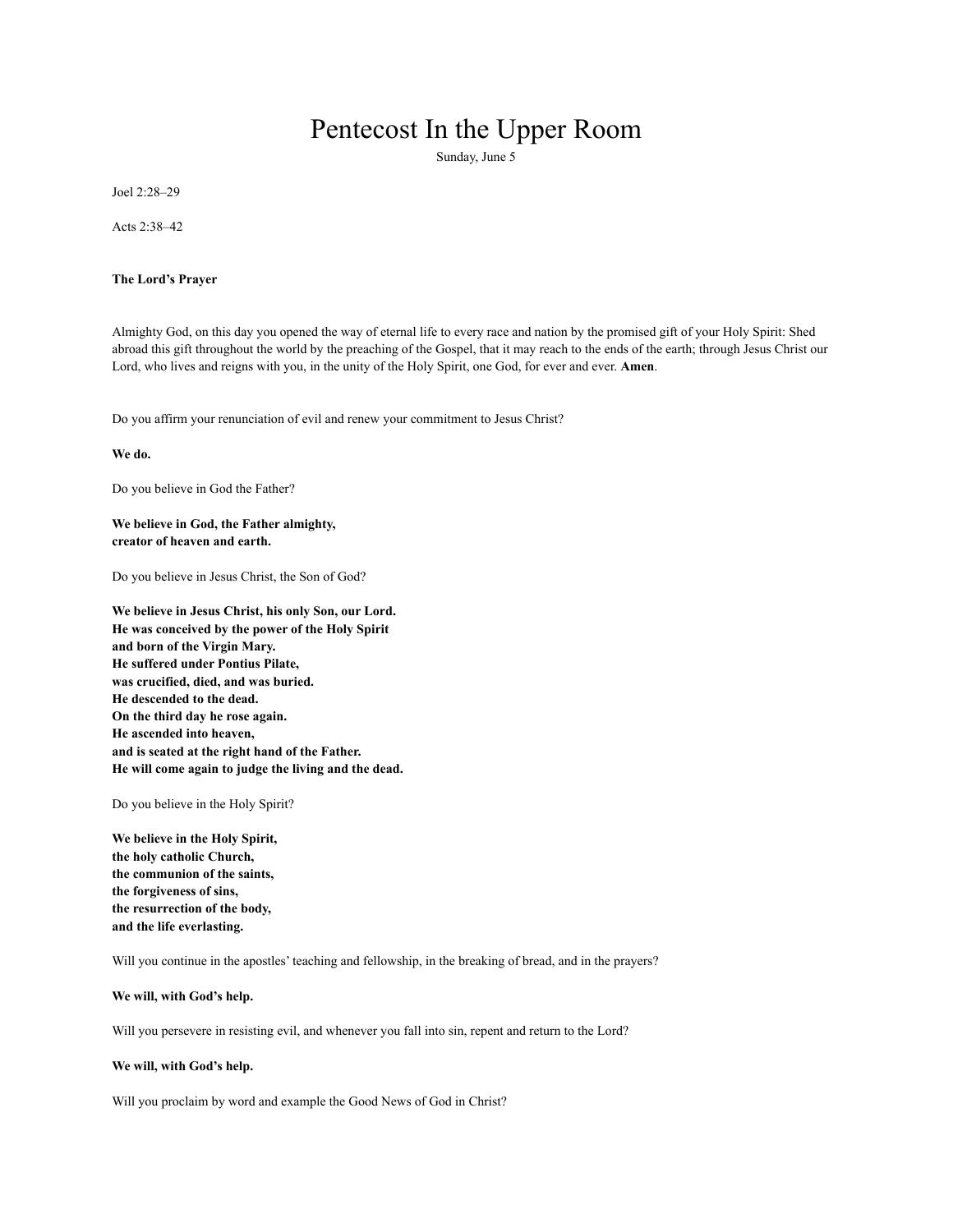# Pentecost In the Upper Room

Sunday, June 5

Joel 2:28–29

Acts 2:38–42

**The Lord's Prayer**

Almighty God, on this day you opened the way of eternal life to every race and nation by the promised gift of your Holy Spirit: Shed abroad this gift throughout the world by the preaching of the Gospel, that it may reach to the ends of the earth; through Jesus Christ our Lord, who lives and reigns with you, in the unity of the Holy Spirit, one God, for ever and ever. **Amen**.

Do you affirm your renunciation of evil and renew your commitment to Jesus Christ?

**We do.**

Do you believe in God the Father?

**We believe in God, the Father almighty,**
**creator of heaven and earth.**

Do you believe in Jesus Christ, the Son of God?

**We believe in Jesus Christ, his only Son, our Lord.**
**He was conceived by the power of the Holy Spirit**
**and born of the Virgin Mary.**
**He suffered under Pontius Pilate,**
**was crucified, died, and was buried.**
**He descended to the dead.**
**On the third day he rose again.**
**He ascended into heaven,**
**and is seated at the right hand of the Father.**
**He will come again to judge the living and the dead.**

Do you believe in the Holy Spirit?

**We believe in the Holy Spirit,**
**the holy catholic Church,**
**the communion of the saints,**
**the forgiveness of sins,**
**the resurrection of the body,**
**and the life everlasting.**

Will you continue in the apostles' teaching and fellowship, in the breaking of bread, and in the prayers?

**We will, with God's help.**

Will you persevere in resisting evil, and whenever you fall into sin, repent and return to the Lord?

**We will, with God's help.**

Will you proclaim by word and example the Good News of God in Christ?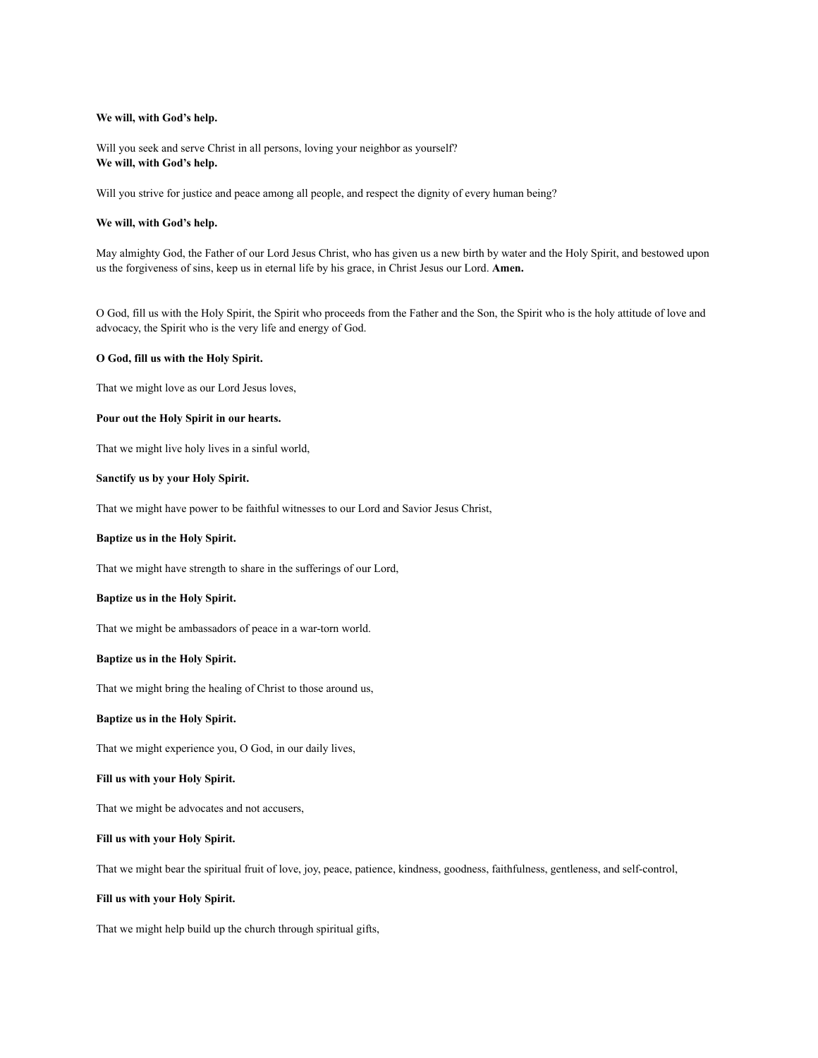**We will, with God's help.**

Will you seek and serve Christ in all persons, loving your neighbor as yourself?
**We will, with God's help.**

Will you strive for justice and peace among all people, and respect the dignity of every human being?

**We will, with God's help.**

May almighty God, the Father of our Lord Jesus Christ, who has given us a new birth by water and the Holy Spirit, and bestowed upon us the forgiveness of sins, keep us in eternal life by his grace, in Christ Jesus our Lord. **Amen.**

O God, fill us with the Holy Spirit, the Spirit who proceeds from the Father and the Son, the Spirit who is the holy attitude of love and advocacy, the Spirit who is the very life and energy of God.

**O God, fill us with the Holy Spirit.**

That we might love as our Lord Jesus loves,

**Pour out the Holy Spirit in our hearts.**

That we might live holy lives in a sinful world,

**Sanctify us by your Holy Spirit.**

That we might have power to be faithful witnesses to our Lord and Savior Jesus Christ,

**Baptize us in the Holy Spirit.**

That we might have strength to share in the sufferings of our Lord,

**Baptize us in the Holy Spirit.**

That we might be ambassadors of peace in a war-torn world.

**Baptize us in the Holy Spirit.**

That we might bring the healing of Christ to those around us,

**Baptize us in the Holy Spirit.**

That we might experience you, O God, in our daily lives,

**Fill us with your Holy Spirit.**

That we might be advocates and not accusers,

**Fill us with your Holy Spirit.**

That we might bear the spiritual fruit of love, joy, peace, patience, kindness, goodness, faithfulness, gentleness, and self-control,

**Fill us with your Holy Spirit.**

That we might help build up the church through spiritual gifts,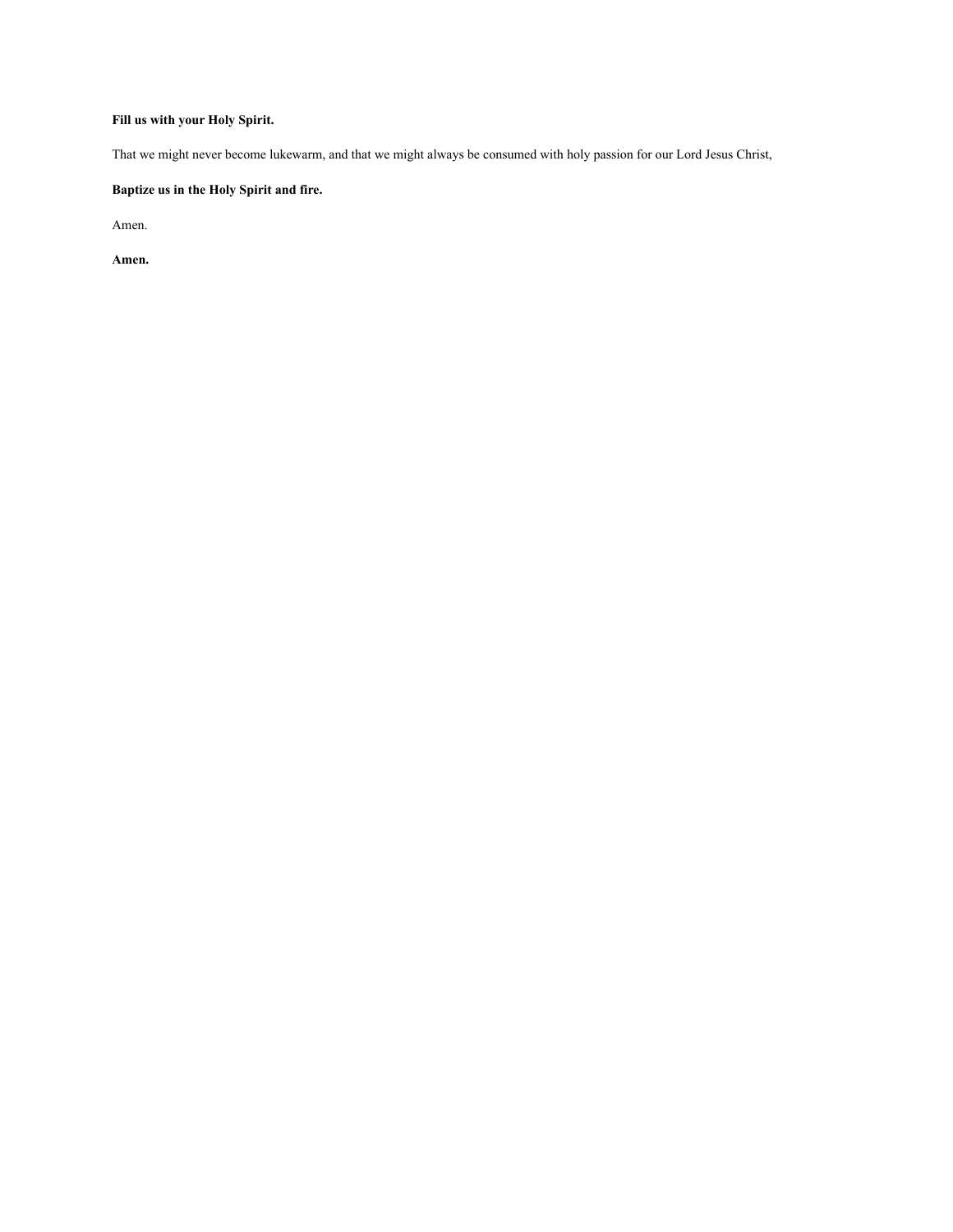**Fill us with your Holy Spirit.**

That we might never become lukewarm, and that we might always be consumed with holy passion for our Lord Jesus Christ,

**Baptize us in the Holy Spirit and fire.**

Amen.

**Amen.**